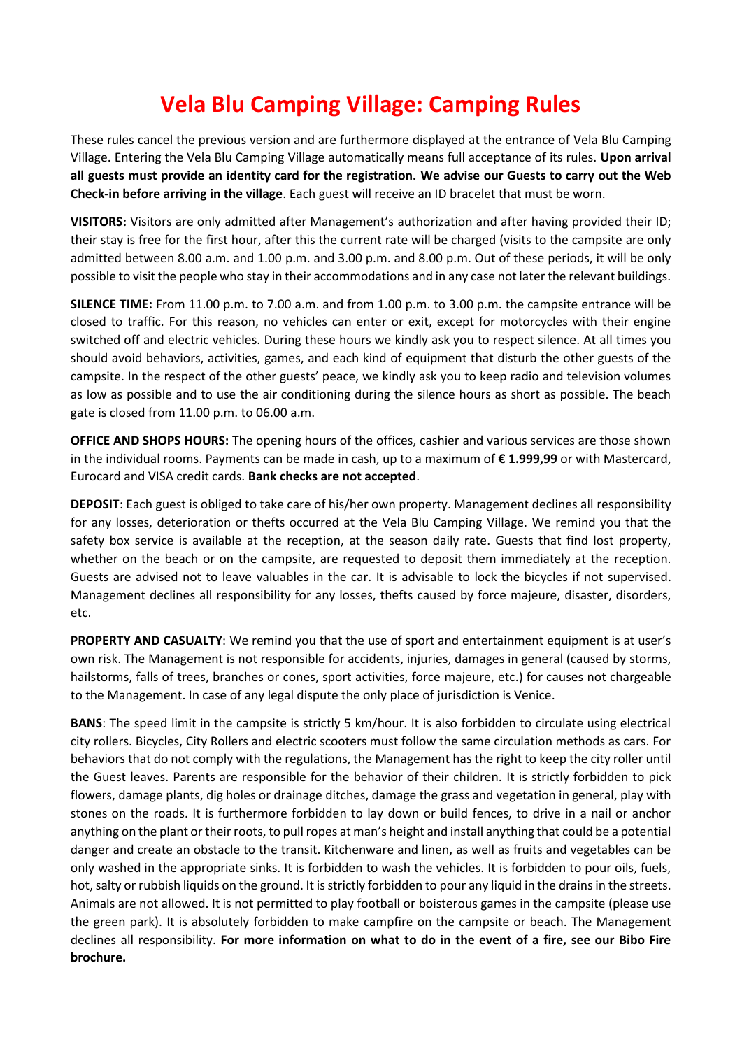# Vela Blu Camping Village: Camping Rules

These rules cancel the previous version and are furthermore displayed at the entrance of Vela Blu Camping Village. Entering the Vela Blu Camping Village automatically means full acceptance of its rules. **Upon arrival all guests must provide an identity card for the registration. We advise our Guests to carry out the Web Check-in before arriving in the village**. Each guest will receive an ID bracelet that must be worn.

**VISITORS:** Visitors are only admitted after Management's authorization and after having provided their ID; their stay is free for the first hour, after this the current rate will be charged (visits to the campsite are only admitted between 8.00 a.m. and 1.00 p.m. and 3.00 p.m. and 8.00 p.m. Out of these periods, it will be only possible to visit the people who stay in their accommodations and in any case not later the relevant buildings.

**SILENCE TIME:** From 11.00 p.m. to 7.00 a.m. and from 1.00 p.m. to 3.00 p.m. the campsite entrance will be closed to traffic. For this reason, no vehicles can enter or exit, except for motorcycles with their engine switched off and electric vehicles. During these hours we kindly ask you to respect silence. At all times you should avoid behaviors, activities, games, and each kind of equipment that disturb the other guests of the campsite. In the respect of the other guests' peace, we kindly ask you to keep radio and television volumes as low as possible and to use the air conditioning during the silence hours as short as possible. The beach gate is closed from 11.00 p.m. to 06.00 a.m.

**OFFICE AND SHOPS HOURS:** The opening hours of the offices, cashier and various services are those shown in the individual rooms. Payments can be made in cash, up to a maximum of **€ 1.999,99** or with Mastercard, Eurocard and VISA credit cards. **Bank checks are not accepted**.

**DEPOSIT**: Each guest is obliged to take care of his/her own property. Management declines all responsibility for any losses, deterioration or thefts occurred at the Vela Blu Camping Village. We remind you that the safety box service is available at the reception, at the season daily rate. Guests that find lost property, whether on the beach or on the campsite, are requested to deposit them immediately at the reception. Guests are advised not to leave valuables in the car. It is advisable to lock the bicycles if not supervised. Management declines all responsibility for any losses, thefts caused by force majeure, disaster, disorders, etc.

**PROPERTY AND CASUALTY**: We remind you that the use of sport and entertainment equipment is at user's own risk. The Management is not responsible for accidents, injuries, damages in general (caused by storms, hailstorms, falls of trees, branches or cones, sport activities, force majeure, etc.) for causes not chargeable to the Management. In case of any legal dispute the only place of jurisdiction is Venice.

**BANS**: The speed limit in the campsite is strictly 5 km/hour. It is also forbidden to circulate using electrical city rollers. Bicycles, City Rollers and electric scooters must follow the same circulation methods as cars. For behaviors that do not comply with the regulations, the Management has the right to keep the city roller until the Guest leaves. Parents are responsible for the behavior of their children. It is strictly forbidden to pick flowers, damage plants, dig holes or drainage ditches, damage the grass and vegetation in general, play with stones on the roads. It is furthermore forbidden to lay down or build fences, to drive in a nail or anchor anything on the plant or their roots, to pull ropes at man's height and install anything that could be a potential danger and create an obstacle to the transit. Kitchenware and linen, as well as fruits and vegetables can be only washed in the appropriate sinks. It is forbidden to wash the vehicles. It is forbidden to pour oils, fuels, hot, salty or rubbish liquids on the ground. It is strictly forbidden to pour any liquid in the drains in the streets. Animals are not allowed. It is not permitted to play football or boisterous games in the campsite (please use the green park). It is absolutely forbidden to make campfire on the campsite or beach. The Management declines all responsibility. **For more information on what to do in the event of a fire, see our Bibo Fire brochure.**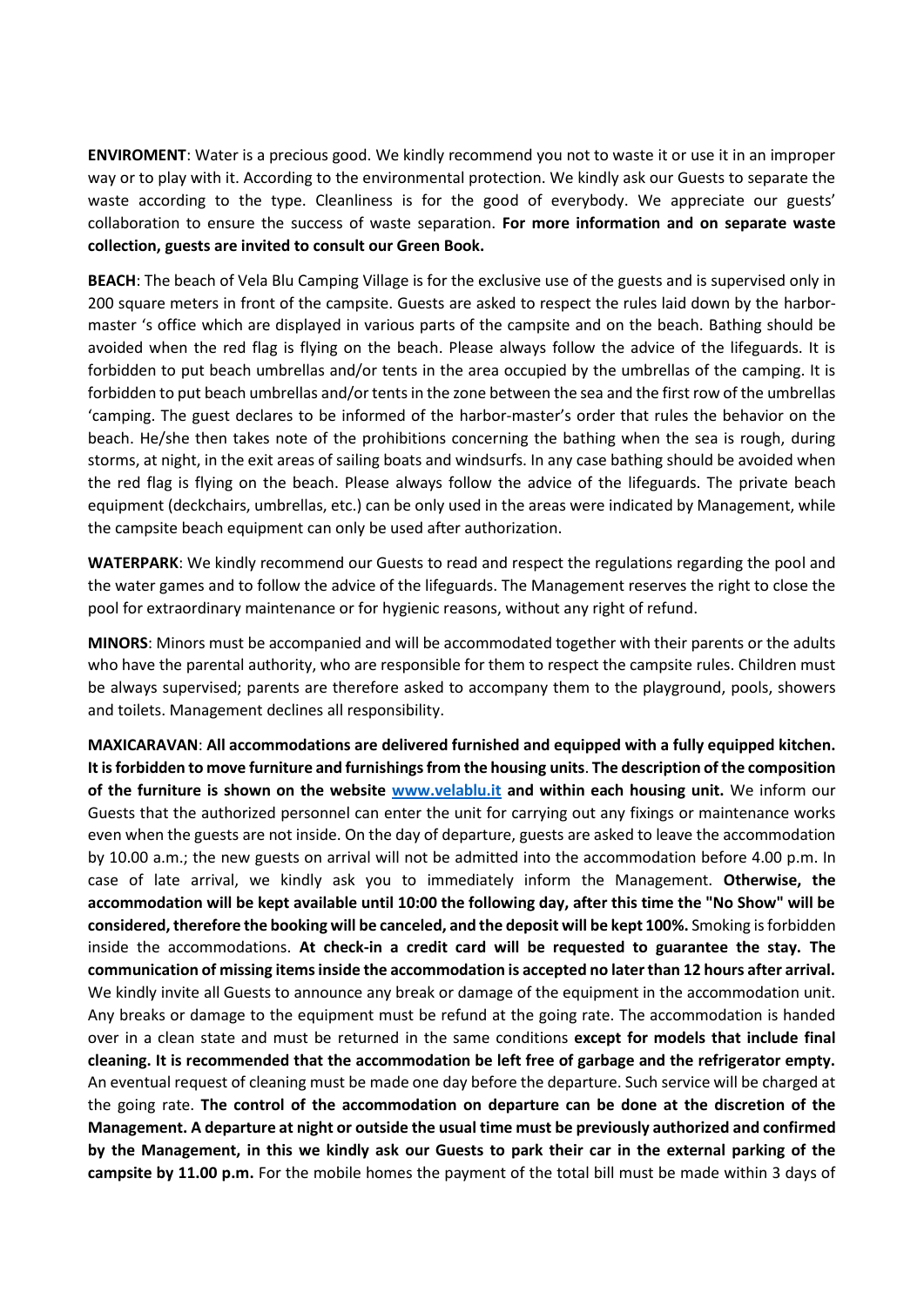**ENVIROMENT**: Water is a precious good. We kindly recommend you not to waste it or use it in an improper way or to play with it. According to the environmental protection. We kindly ask our Guests to separate the waste according to the type. Cleanliness is for the good of everybody. We appreciate our guests' collaboration to ensure the success of waste separation. **For more information and on separate waste collection, guests are invited to consult our Green Book.**

**BEACH**: The beach of Vela Blu Camping Village is for the exclusive use of the guests and is supervised only in 200 square meters in front of the campsite. Guests are asked to respect the rules laid down by the harbor-master 's office which are displayed in various parts of the campsite and on the beach. Bathing should be avoided when the red flag is flying on the beach. Please always follow the advice of the lifeguards. It is forbidden to put beach umbrellas and/or tents in the area occupied by the umbrellas of the camping. It is forbidden to put beach umbrellas and/or tents in the zone between the sea and the first row of the umbrellas 'camping. The guest declares to be informed of the harbor-master's order that rules the behavior on the beach. He/she then takes note of the prohibitions concerning the bathing when the sea is rough, during storms, at night, in the exit areas of sailing boats and windsurfs. In any case bathing should be avoided when the red flag is flying on the beach. Please always follow the advice of the lifeguards. The private beach equipment (deckchairs, umbrellas, etc.) can be only used in the areas were indicated by Management, while the campsite beach equipment can only be used after authorization.

**WATERPARK**: We kindly recommend our Guests to read and respect the regulations regarding the pool and the water games and to follow the advice of the lifeguards. The Management reserves the right to close the pool for extraordinary maintenance or for hygienic reasons, without any right of refund.

**MINORS**: Minors must be accompanied and will be accommodated together with their parents or the adults who have the parental authority, who are responsible for them to respect the campsite rules. Children must be always supervised; parents are therefore asked to accompany them to the playground, pools, showers and toilets. Management declines all responsibility.

**MAXICARAVAN**: **All accommodations are delivered furnished and equipped with a fully equipped kitchen. It is forbidden to move furniture and furnishings from the housing units**. **The description of the composition of the furniture is shown on the website [www.velablu.it](http://www.velablu.it) and within each housing unit.** We inform our Guests that the authorized personnel can enter the unit for carrying out any fixings or maintenance works even when the guests are not inside. On the day of departure, guests are asked to leave the accommodation by 10.00 a.m.; the new guests on arrival will not be admitted into the accommodation before 4.00 p.m. In case of late arrival, we kindly ask you to immediately inform the Management. **Otherwise, the accommodation will be kept available until 10:00 the following day, after this time the "No Show" will be considered, therefore the booking will be canceled, and the deposit will be kept 100%.** Smoking is forbidden inside the accommodations. **At check-in a credit card will be requested to guarantee the stay. The communication of missing items inside the accommodation is accepted no later than 12 hours after arrival.** We kindly invite all Guests to announce any break or damage of the equipment in the accommodation unit. Any breaks or damage to the equipment must be refund at the going rate. The accommodation is handed over in a clean state and must be returned in the same conditions **except for models that include final cleaning. It is recommended that the accommodation be left free of garbage and the refrigerator empty.** An eventual request of cleaning must be made one day before the departure. Such service will be charged at the going rate. **The control of the accommodation on departure can be done at the discretion of the Management. A departure at night or outside the usual time must be previously authorized and confirmed by the Management, in this we kindly ask our Guests to park their car in the external parking of the campsite by 11.00 p.m.** For the mobile homes the payment of the total bill must be made within 3 days of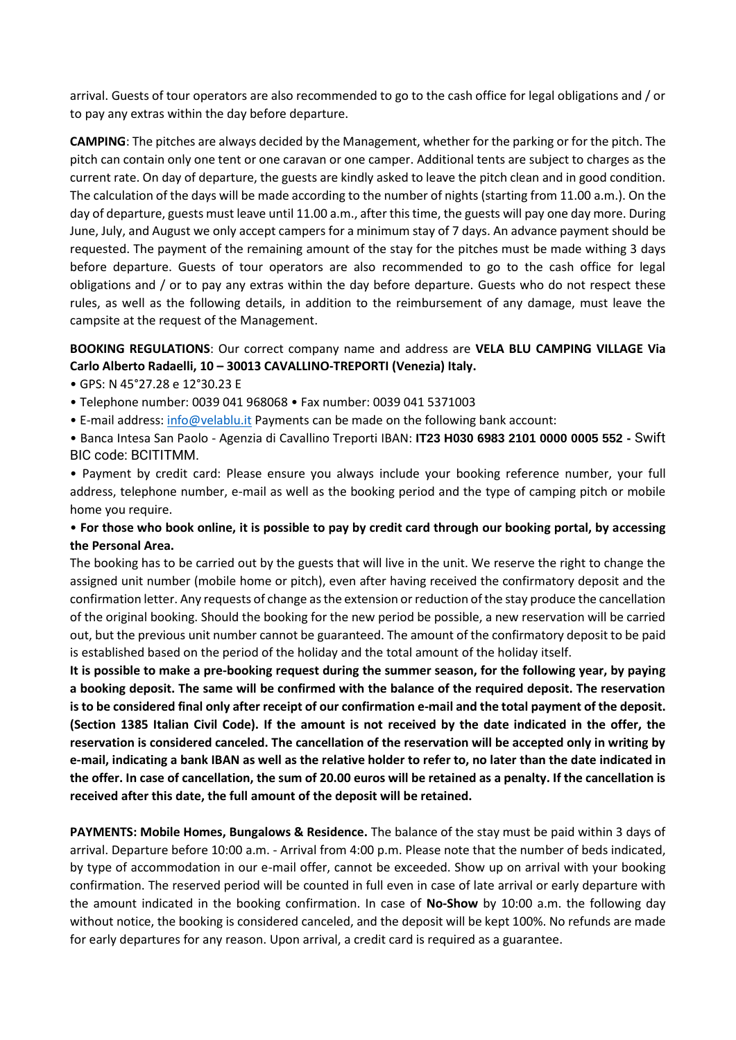arrival. Guests of tour operators are also recommended to go to the cash office for legal obligations and / or to pay any extras within the day before departure.

**CAMPING**: The pitches are always decided by the Management, whether for the parking or for the pitch. The pitch can contain only one tent or one caravan or one camper. Additional tents are subject to charges as the current rate. On day of departure, the guests are kindly asked to leave the pitch clean and in good condition. The calculation of the days will be made according to the number of nights (starting from 11.00 a.m.). On the day of departure, guests must leave until 11.00 a.m., after this time, the guests will pay one day more. During June, July, and August we only accept campers for a minimum stay of 7 days. An advance payment should be requested. The payment of the remaining amount of the stay for the pitches must be made withing 3 days before departure. Guests of tour operators are also recommended to go to the cash office for legal obligations and / or to pay any extras within the day before departure. Guests who do not respect these rules, as well as the following details, in addition to the reimbursement of any damage, must leave the campsite at the request of the Management.

**BOOKING REGULATIONS**: Our correct company name and address are **VELA BLU CAMPING VILLAGE Via Carlo Alberto Radaelli, 10 – 30013 CAVALLINO-TREPORTI (Venezia) Italy.**

- GPS: N 45°27.28 e 12°30.23 E
- Telephone number: 0039 041 968068 • Fax number: 0039 041 5371003
- E-mail address: info@velablu.it Payments can be made on the following bank account:
- Banca Intesa San Paolo - Agenzia di Cavallino Treporti IBAN: **IT23 H030 6983 2101 0000 0005 552 -** Swift BIC code: BCITITMM.
- Payment by credit card: Please ensure you always include your booking reference number, your full address, telephone number, e-mail as well as the booking period and the type of camping pitch or mobile home you require.
- **For those who book online, it is possible to pay by credit card through our booking portal, by accessing the Personal Area.**

The booking has to be carried out by the guests that will live in the unit. We reserve the right to change the assigned unit number (mobile home or pitch), even after having received the confirmatory deposit and the confirmation letter. Any requests of change as the extension or reduction of the stay produce the cancellation of the original booking. Should the booking for the new period be possible, a new reservation will be carried out, but the previous unit number cannot be guaranteed. The amount of the confirmatory deposit to be paid is established based on the period of the holiday and the total amount of the holiday itself.

**It is possible to make a pre-booking request during the summer season, for the following year, by paying a booking deposit. The same will be confirmed with the balance of the required deposit. The reservation is to be considered final only after receipt of our confirmation e-mail and the total payment of the deposit. (Section 1385 Italian Civil Code). If the amount is not received by the date indicated in the offer, the reservation is considered canceled. The cancellation of the reservation will be accepted only in writing by e-mail, indicating a bank IBAN as well as the relative holder to refer to, no later than the date indicated in the offer. In case of cancellation, the sum of 20.00 euros will be retained as a penalty. If the cancellation is received after this date, the full amount of the deposit will be retained.**

**PAYMENTS: Mobile Homes, Bungalows & Residence.** The balance of the stay must be paid within 3 days of arrival. Departure before 10:00 a.m. - Arrival from 4:00 p.m. Please note that the number of beds indicated, by type of accommodation in our e-mail offer, cannot be exceeded. Show up on arrival with your booking confirmation. The reserved period will be counted in full even in case of late arrival or early departure with the amount indicated in the booking confirmation. In case of **No-Show** by 10:00 a.m. the following day without notice, the booking is considered canceled, and the deposit will be kept 100%. No refunds are made for early departures for any reason. Upon arrival, a credit card is required as a guarantee.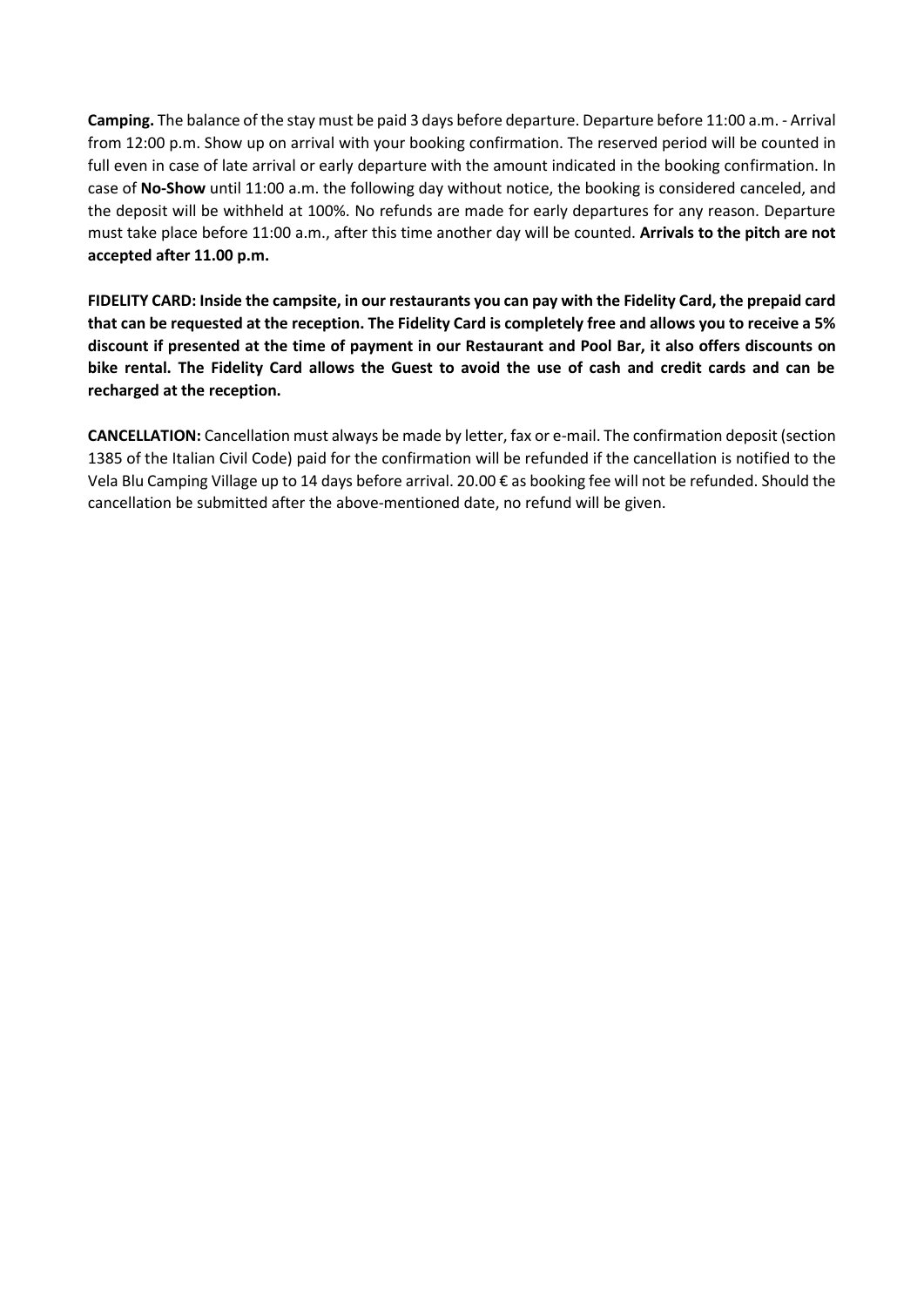**Camping.** The balance of the stay must be paid 3 days before departure. Departure before 11:00 a.m. - Arrival from 12:00 p.m. Show up on arrival with your booking confirmation. The reserved period will be counted in full even in case of late arrival or early departure with the amount indicated in the booking confirmation. In case of **No-Show** until 11:00 a.m. the following day without notice, the booking is considered canceled, and the deposit will be withheld at 100%. No refunds are made for early departures for any reason. Departure must take place before 11:00 a.m., after this time another day will be counted. **Arrivals to the pitch are not accepted after 11.00 p.m.**

**FIDELITY CARD: Inside the campsite, in our restaurants you can pay with the Fidelity Card, the prepaid card that can be requested at the reception. The Fidelity Card is completely free and allows you to receive a 5% discount if presented at the time of payment in our Restaurant and Pool Bar, it also offers discounts on bike rental. The Fidelity Card allows the Guest to avoid the use of cash and credit cards and can be recharged at the reception.**

**CANCELLATION:** Cancellation must always be made by letter, fax or e-mail. The confirmation deposit (section 1385 of the Italian Civil Code) paid for the confirmation will be refunded if the cancellation is notified to the Vela Blu Camping Village up to 14 days before arrival. 20.00 € as booking fee will not be refunded. Should the cancellation be submitted after the above-mentioned date, no refund will be given.